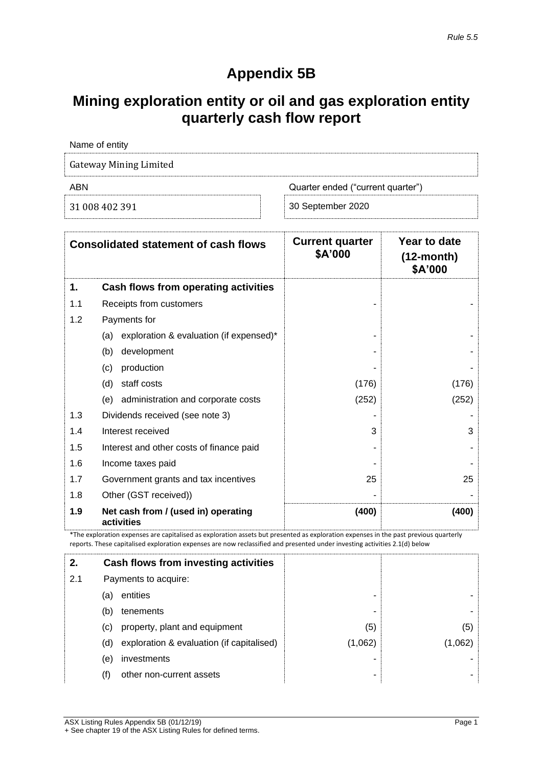*Rule 5.5*

# Appendix 5B

# Mining exploration entity or oil and gas exploration entity quarterly cash flow report

| Name of entity | |
|---|---|
| Gateway Mining Limited | |
| **ABN** | **Quarter ended ("current quarter")** |
| 31 008 402 391 | 30 September 2020 |

| | Consolidated statement of cash flows | Current quarter $A'000 | Year to date (12-month) $A'000 |
|---|---|---|---|
| **1.** | **Cash flows from operating activities** | | |
| 1.1 | Receipts from customers | - | - |
| 1.2 | Payments for | | |
| | (a) exploration & evaluation (if expensed)* | - | - |
| | (b) development | - | - |
| | (c) production | - | - |
| | (d) staff costs | (176) | (176) |
| | (e) administration and corporate costs | (252) | (252) |
| 1.3 | Dividends received (see note 3) | - | - |
| 1.4 | Interest received | 3 | 3 |
| 1.5 | Interest and other costs of finance paid | - | - |
| 1.6 | Income taxes paid | - | - |
| 1.7 | Government grants and tax incentives | 25 | 25 |
| 1.8 | Other (GST received)) | - | - |
| **1.9** | **Net cash from / (used in) operating activities** | **(400)** | **(400)** |

*The exploration expenses are capitalised as exploration assets but presented as exploration expenses in the past previous quarterly reports. These capitalised exploration expenses are now reclassified and presented under investing activities 2.1(d) below

| | | | |
|---|---|---|---|
| **2.** | **Cash flows from investing activities** | | |
| 2.1 | Payments to acquire: | | |
| | (a) entities | - | - |
| | (b) tenements | - | - |
| | (c) property, plant and equipment | (5) | (5) |
| | (d) exploration & evaluation (if capitalised) | (1,062) | (1,062) |
| | (e) investments | - | - |
| | (f) other non-current assets | - | - |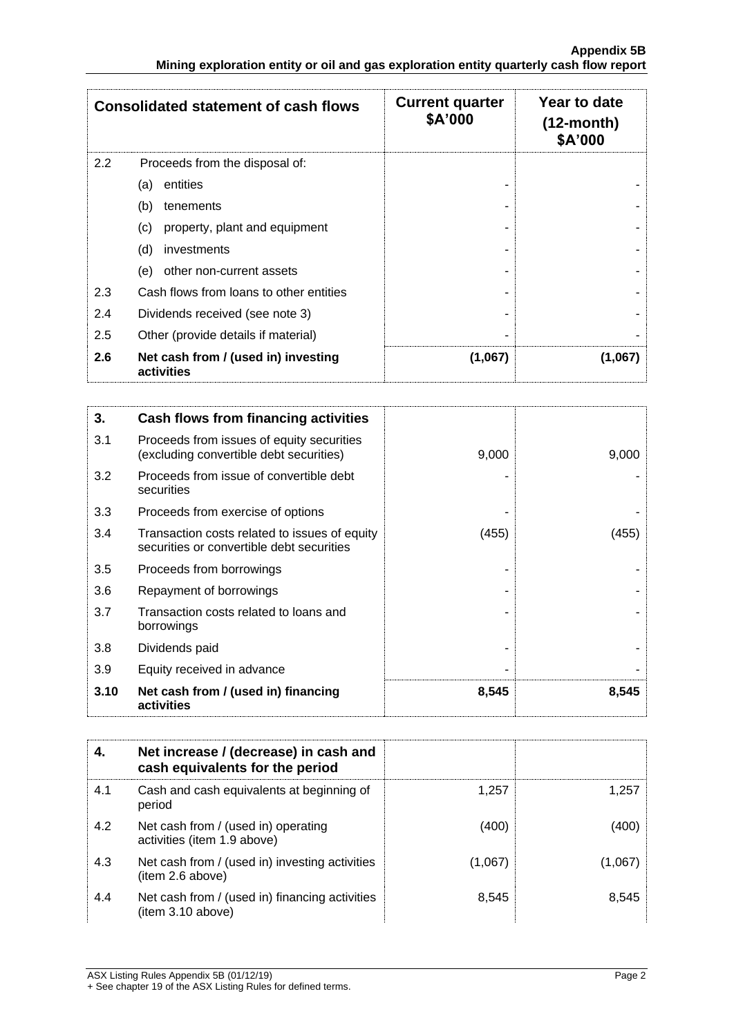| Consolidated statement of cash flows | | Current quarter $A'000 | Year to date (12-month) $A'000 |
|---|---|---|---|
| 2.2 | Proceeds from the disposal of: | | |
| | (a) entities | - | - |
| | (b) tenements | - | - |
| | (c) property, plant and equipment | - | - |
| | (d) investments | - | - |
| | (e) other non-current assets | - | - |
| 2.3 | Cash flows from loans to other entities | - | - |
| 2.4 | Dividends received (see note 3) | - | - |
| 2.5 | Other (provide details if material) | - | - |
| **2.6** | **Net cash from / (used in) investing activities** | **(1,067)** | **(1,067)** |

| **3.** | **Cash flows from financing activities** | | |
|---|---|---|---|
| 3.1 | Proceeds from issues of equity securities (excluding convertible debt securities) | 9,000 | 9,000 |
| 3.2 | Proceeds from issue of convertible debt securities | - | - |
| 3.3 | Proceeds from exercise of options | - | - |
| 3.4 | Transaction costs related to issues of equity securities or convertible debt securities | (455) | (455) |
| 3.5 | Proceeds from borrowings | - | - |
| 3.6 | Repayment of borrowings | - | - |
| 3.7 | Transaction costs related to loans and borrowings | - | - |
| 3.8 | Dividends paid | - | - |
| 3.9 | Equity received in advance | - | - |
| **3.10** | **Net cash from / (used in) financing activities** | **8,545** | **8,545** |

| **4.** | **Net increase / (decrease) in cash and cash equivalents for the period** | | |
|---|---|---|---|
| 4.1 | Cash and cash equivalents at beginning of period | 1,257 | 1,257 |
| 4.2 | Net cash from / (used in) operating activities (item 1.9 above) | (400) | (400) |
| 4.3 | Net cash from / (used in) investing activities (item 2.6 above) | (1,067) | (1,067) |
| 4.4 | Net cash from / (used in) financing activities (item 3.10 above) | 8,545 | 8,545 |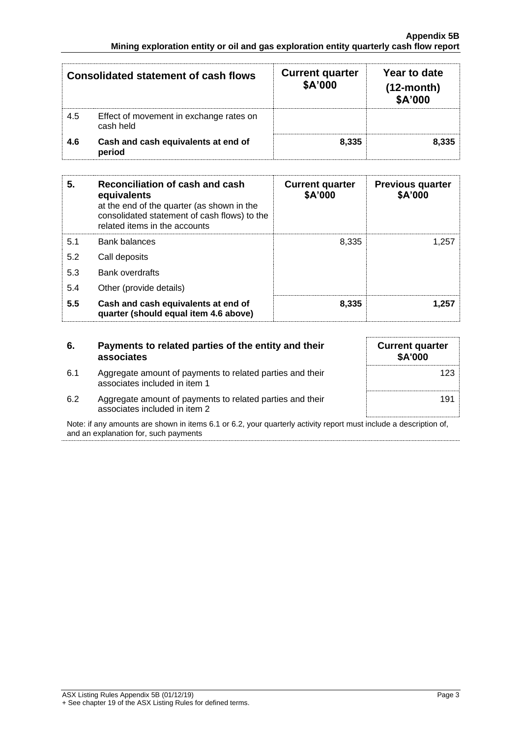| Consolidated statement of cash flows | | Current quarter $A'000 | Year to date (12-month) $A'000 |
|---|---|---|---|
| 4.5 | Effect of movement in exchange rates on cash held | | |
| **4.6** | **Cash and cash equivalents at end of period** | **8,335** | **8,335** |

| **5.** | **Reconciliation of cash and cash equivalents** at the end of the quarter (as shown in the consolidated statement of cash flows) to the related items in the accounts | **Current quarter $A'000** | **Previous quarter $A'000** |
|---|---|---|---|
| 5.1 | Bank balances | 8,335 | 1,257 |
| 5.2 | Call deposits | | |
| 5.3 | Bank overdrafts | | |
| 5.4 | Other (provide details) | | |
| **5.5** | **Cash and cash equivalents at end of quarter (should equal item 4.6 above)** | **8,335** | **1,257** |

| **6.** | **Payments to related parties of the entity and their associates** | **Current quarter $A'000** |
|---|---|---|
| 6.1 | Aggregate amount of payments to related parties and their associates included in item 1 | 123 |
| 6.2 | Aggregate amount of payments to related parties and their associates included in item 2 | 191 |

Note: if any amounts are shown in items 6.1 or 6.2, your quarterly activity report must include a description of, and an explanation for, such payments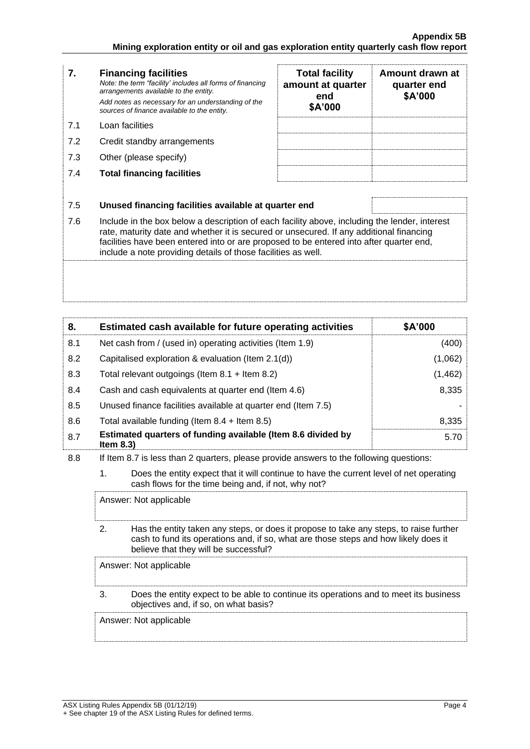| **7.** | **Financing facilities** *Note: the term "facility' includes all forms of financing arrangements available to the entity.* *Add notes as necessary for an understanding of the sources of finance available to the entity.* | **Total facility amount at quarter end $A'000** | **Amount drawn at quarter end $A'000** |
|---|---|---|---|
| 7.1 | Loan facilities | | |
| 7.2 | Credit standby arrangements | | |
| 7.3 | Other (please specify) | | |
| 7.4 | **Total financing facilities** | | |

| | | |
|---|---|---|
| 7.5 | **Unused financing facilities available at quarter end** | |

7.6 Include in the box below a description of each facility above, including the lender, interest rate, maturity date and whether it is secured or unsecured. If any additional financing facilities have been entered into or are proposed to be entered into after quarter end, include a note providing details of those facilities as well.

| **8.** | **Estimated cash available for future operating activities** | **$A'000** |
|---|---|---|
| 8.1 | Net cash from / (used in) operating activities (Item 1.9) | (400) |
| 8.2 | Capitalised exploration & evaluation (Item 2.1(d)) | (1,062) |
| 8.3 | Total relevant outgoings (Item 8.1 + Item 8.2) | (1,462) |
| 8.4 | Cash and cash equivalents at quarter end (Item 4.6) | 8,335 |
| 8.5 | Unused finance facilities available at quarter end (Item 7.5) | - |
| 8.6 | Total available funding (Item 8.4 + Item 8.5) | 8,335 |
| 8.7 | **Estimated quarters of funding available (Item 8.6 divided by Item 8.3)** | 5.70 |

8.8 If Item 8.7 is less than 2 quarters, please provide answers to the following questions:

1. Does the entity expect that it will continue to have the current level of net operating cash flows for the time being and, if not, why not?

   Answer: Not applicable

2. Has the entity taken any steps, or does it propose to take any steps, to raise further cash to fund its operations and, if so, what are those steps and how likely does it believe that they will be successful?

   Answer: Not applicable

3. Does the entity expect to be able to continue its operations and to meet its business objectives and, if so, on what basis?

   Answer: Not applicable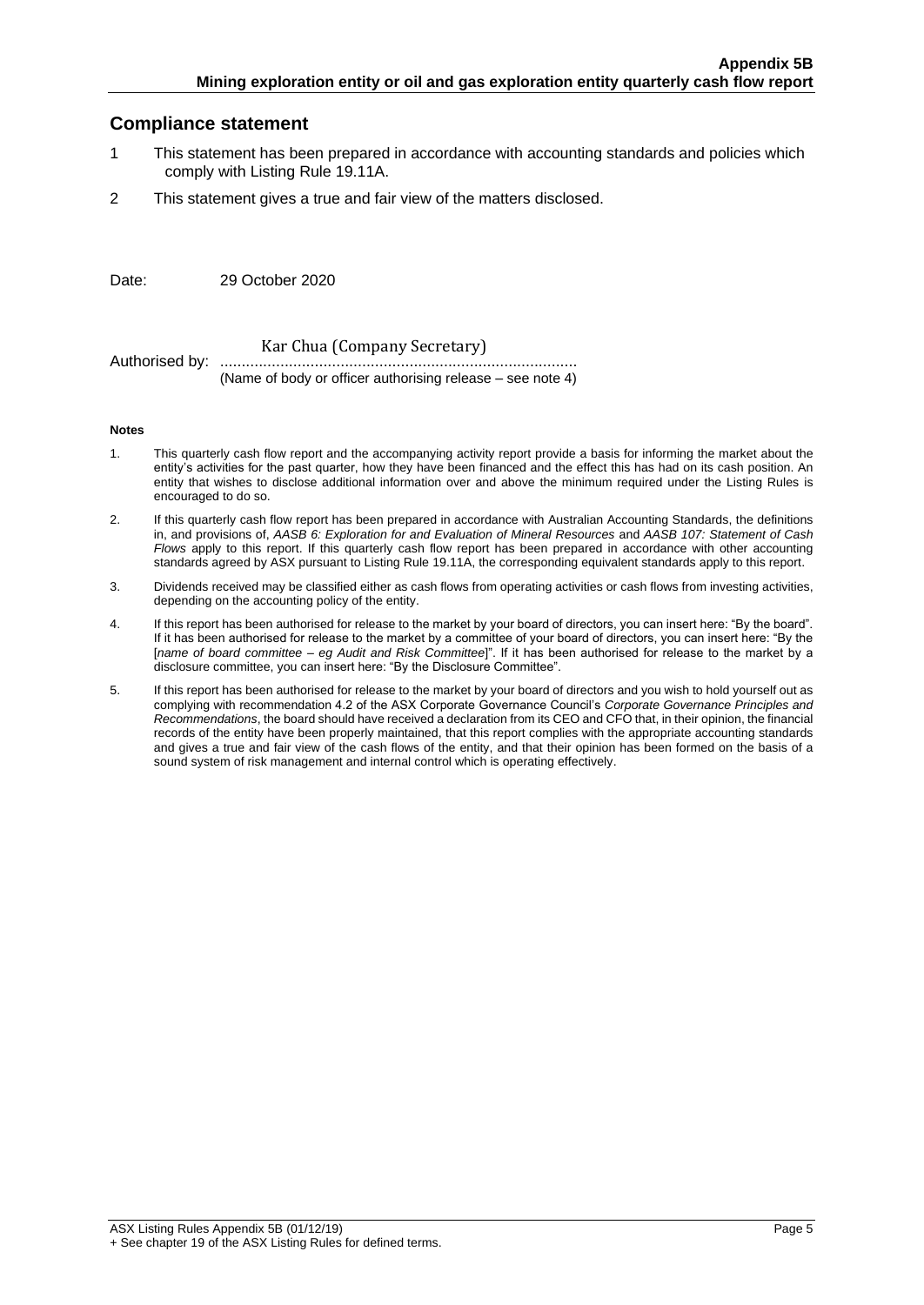## Compliance statement

1 This statement has been prepared in accordance with accounting standards and policies which comply with Listing Rule 19.11A.

2 This statement gives a true and fair view of the matters disclosed.

Date: 29 October 2020

Authorised by: Kar Chua (Company Secretary)
...................................................................................
(Name of body or officer authorising release – see note 4)

**Notes**

1. This quarterly cash flow report and the accompanying activity report provide a basis for informing the market about the entity's activities for the past quarter, how they have been financed and the effect this has had on its cash position. An entity that wishes to disclose additional information over and above the minimum required under the Listing Rules is encouraged to do so.

2. If this quarterly cash flow report has been prepared in accordance with Australian Accounting Standards, the definitions in, and provisions of, *AASB 6: Exploration for and Evaluation of Mineral Resources* and *AASB 107: Statement of Cash Flows* apply to this report. If this quarterly cash flow report has been prepared in accordance with other accounting standards agreed by ASX pursuant to Listing Rule 19.11A, the corresponding equivalent standards apply to this report.

3. Dividends received may be classified either as cash flows from operating activities or cash flows from investing activities, depending on the accounting policy of the entity.

4. If this report has been authorised for release to the market by your board of directors, you can insert here: "By the board". If it has been authorised for release to the market by a committee of your board of directors, you can insert here: "By the [*name of board committee – eg Audit and Risk Committee*]". If it has been authorised for release to the market by a disclosure committee, you can insert here: "By the Disclosure Committee".

5. If this report has been authorised for release to the market by your board of directors and you wish to hold yourself out as complying with recommendation 4.2 of the ASX Corporate Governance Council's *Corporate Governance Principles and Recommendations*, the board should have received a declaration from its CEO and CFO that, in their opinion, the financial records of the entity have been properly maintained, that this report complies with the appropriate accounting standards and gives a true and fair view of the cash flows of the entity, and that their opinion has been formed on the basis of a sound system of risk management and internal control which is operating effectively.